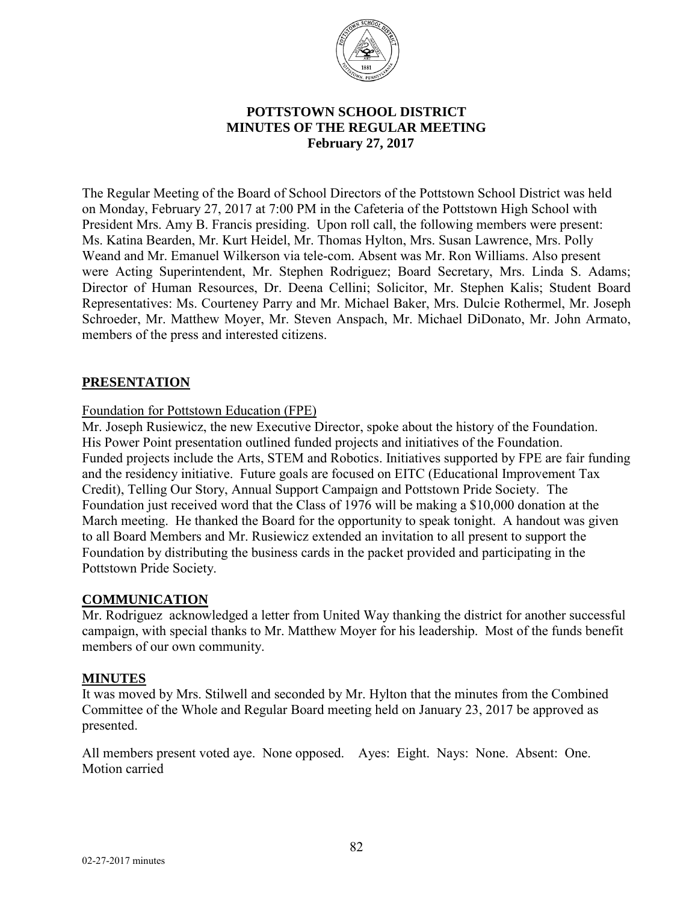# POTTSTOWN SCHOOL DISTRICT
## MINUTES OF THE REGULAR MEETING
### February 27, 2017

The Regular Meeting of the Board of School Directors of the Pottstown School District was held on Monday, February 27, 2017 at 7:00 PM in the Cafeteria of the Pottstown High School with President Mrs. Amy B. Francis presiding. Upon roll call, the following members were present: Ms. Katina Bearden, Mr. Kurt Heidel, Mr. Thomas Hylton, Mrs. Susan Lawrence, Mrs. Polly Weand and Mr. Emanuel Wilkerson via tele-com. Absent was Mr. Ron Williams. Also present were Acting Superintendent, Mr. Stephen Rodriguez; Board Secretary, Mrs. Linda S. Adams; Director of Human Resources, Dr. Deena Cellini; Solicitor, Mr. Stephen Kalis; Student Board Representatives: Ms. Courteney Parry and Mr. Michael Baker, Mrs. Dulcie Rothermel, Mr. Joseph Schroeder, Mr. Matthew Moyer, Mr. Steven Anspach, Mr. Michael DiDonato, Mr. John Armato, members of the press and interested citizens.

## PRESENTATION

Foundation for Pottstown Education (FPE)

Mr. Joseph Rusiewicz, the new Executive Director, spoke about the history of the Foundation. His Power Point presentation outlined funded projects and initiatives of the Foundation. Funded projects include the Arts, STEM and Robotics. Initiatives supported by FPE are fair funding and the residency initiative. Future goals are focused on EITC (Educational Improvement Tax Credit), Telling Our Story, Annual Support Campaign and Pottstown Pride Society. The Foundation just received word that the Class of 1976 will be making a $10,000 donation at the March meeting. He thanked the Board for the opportunity to speak tonight. A handout was given to all Board Members and Mr. Rusiewicz extended an invitation to all present to support the Foundation by distributing the business cards in the packet provided and participating in the Pottstown Pride Society.

## COMMUNICATION

Mr. Rodriguez acknowledged a letter from United Way thanking the district for another successful campaign, with special thanks to Mr. Matthew Moyer for his leadership. Most of the funds benefit members of our own community.

## MINUTES

It was moved by Mrs. Stilwell and seconded by Mr. Hylton that the minutes from the Combined Committee of the Whole and Regular Board meeting held on January 23, 2017 be approved as presented.

All members present voted aye. None opposed. Ayes: Eight. Nays: None. Absent: One. Motion carried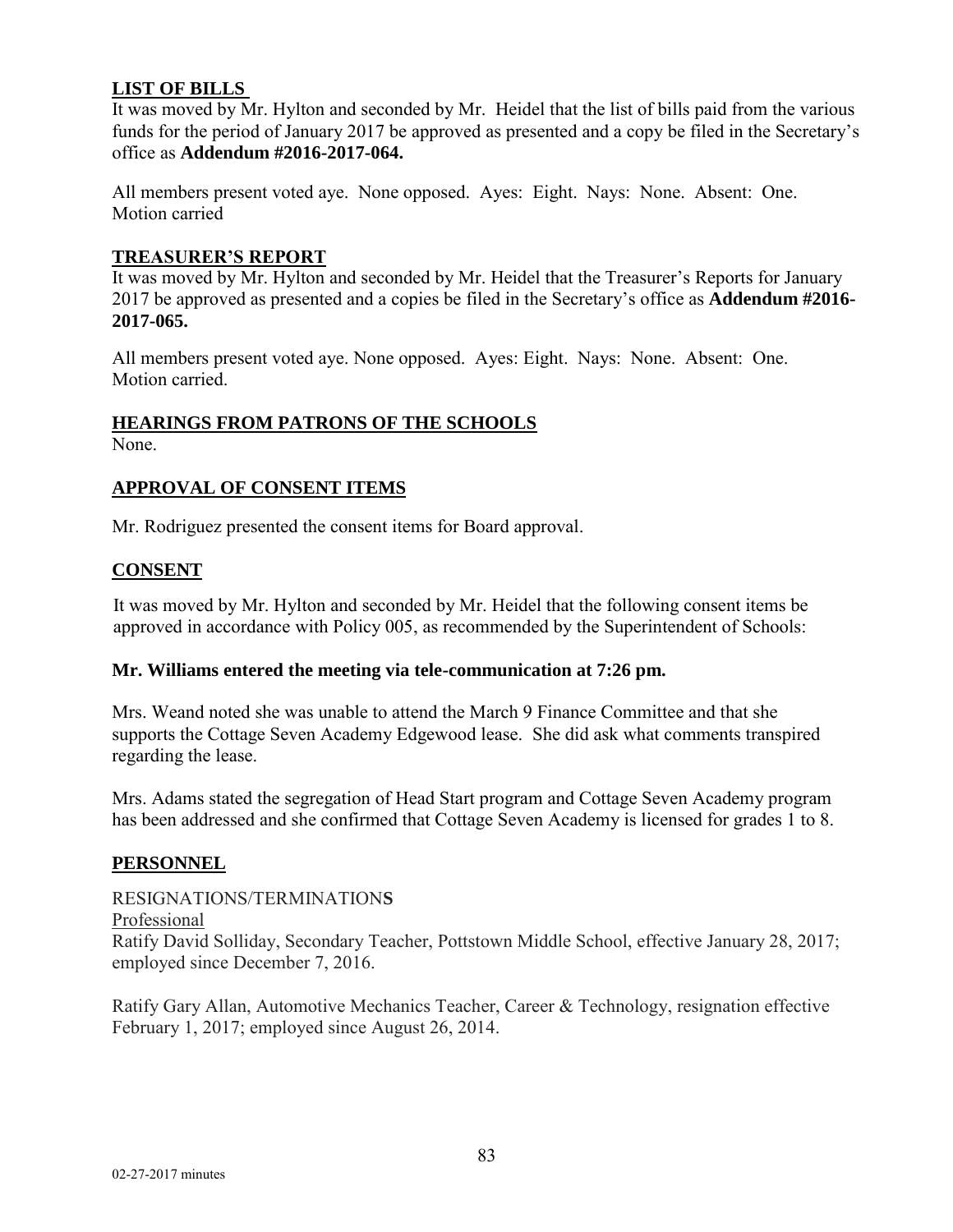## LIST OF BILLS

It was moved by Mr. Hylton and seconded by Mr. Heidel that the list of bills paid from the various funds for the period of January 2017 be approved as presented and a copy be filed in the Secretary's office as **Addendum #2016-2017-064.**

All members present voted aye. None opposed. Ayes: Eight. Nays: None. Absent: One. Motion carried

## TREASURER'S REPORT

It was moved by Mr. Hylton and seconded by Mr. Heidel that the Treasurer's Reports for January 2017 be approved as presented and a copies be filed in the Secretary's office as **Addendum #2016-2017-065.**

All members present voted aye. None opposed. Ayes: Eight. Nays: None. Absent: One. Motion carried.

## HEARINGS FROM PATRONS OF THE SCHOOLS

None.

## APPROVAL OF CONSENT ITEMS

Mr. Rodriguez presented the consent items for Board approval.

## CONSENT

It was moved by Mr. Hylton and seconded by Mr. Heidel that the following consent items be approved in accordance with Policy 005, as recommended by the Superintendent of Schools:

**Mr. Williams entered the meeting via tele-communication at 7:26 pm.**

Mrs. Weand noted she was unable to attend the March 9 Finance Committee and that she supports the Cottage Seven Academy Edgewood lease. She did ask what comments transpired regarding the lease.

Mrs. Adams stated the segregation of Head Start program and Cottage Seven Academy program has been addressed and she confirmed that Cottage Seven Academy is licensed for grades 1 to 8.

## PERSONNEL

RESIGNATIONS/TERMINATIONS

Professional

Ratify David Solliday, Secondary Teacher, Pottstown Middle School, effective January 28, 2017; employed since December 7, 2016.

Ratify Gary Allan, Automotive Mechanics Teacher, Career & Technology, resignation effective February 1, 2017; employed since August 26, 2014.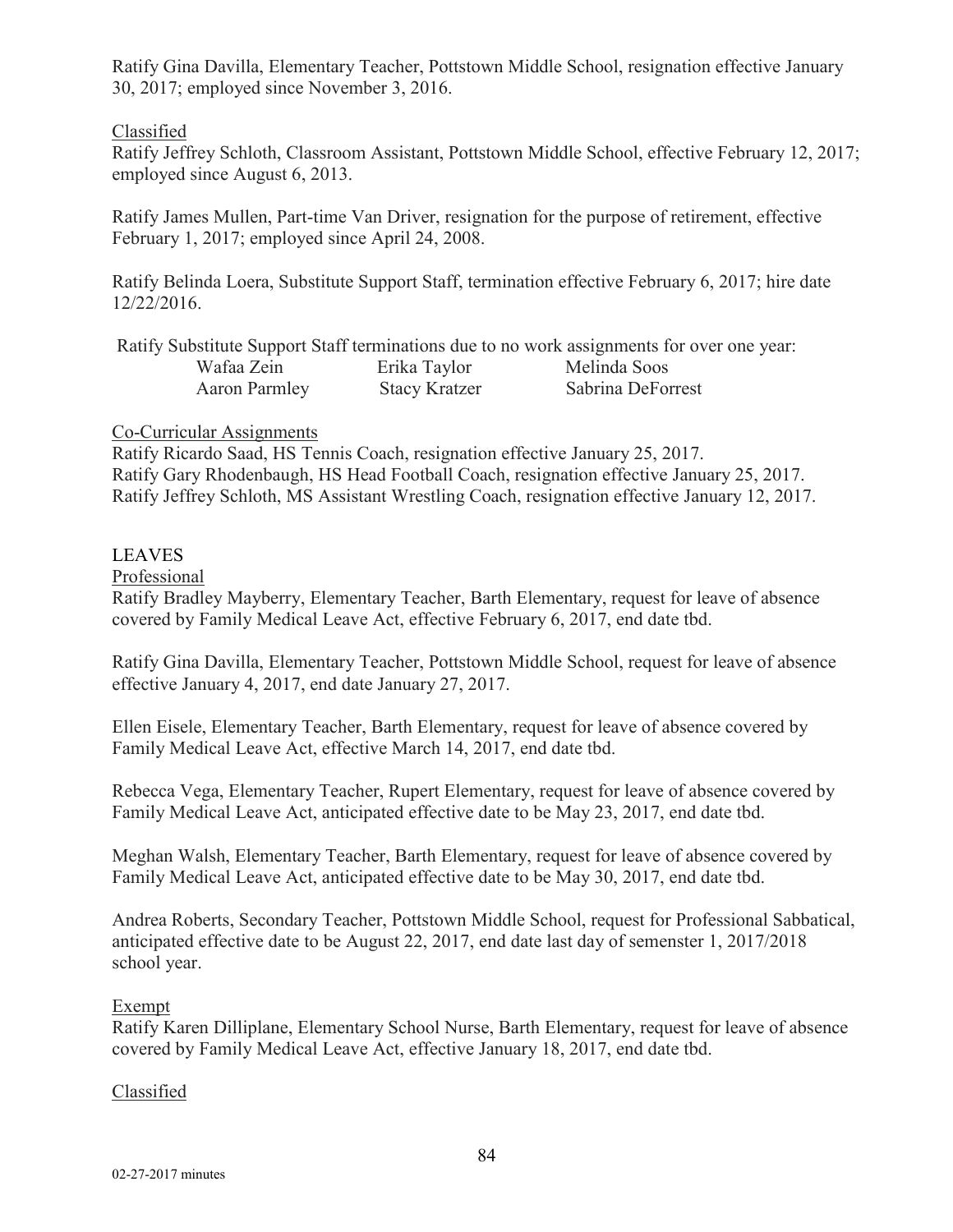Ratify Gina Davilla, Elementary Teacher, Pottstown Middle School, resignation effective January 30, 2017; employed since November 3, 2016.

<u>Classified</u>

Ratify Jeffrey Schloth, Classroom Assistant, Pottstown Middle School, effective February 12, 2017; employed since August 6, 2013.

Ratify James Mullen, Part-time Van Driver, resignation for the purpose of retirement, effective February 1, 2017; employed since April 24, 2008.

Ratify Belinda Loera, Substitute Support Staff, termination effective February 6, 2017; hire date 12/22/2016.

Ratify Substitute Support Staff terminations due to no work assignments for over one year:

| | | |
|---|---|---|
| Wafaa Zein | Erika Taylor | Melinda Soos |
| Aaron Parmley | Stacy Kratzer | Sabrina DeForrest |

<u>Co-Curricular Assignments</u>

Ratify Ricardo Saad, HS Tennis Coach, resignation effective January 25, 2017.
Ratify Gary Rhodenbaugh, HS Head Football Coach, resignation effective January 25, 2017.
Ratify Jeffrey Schloth, MS Assistant Wrestling Coach, resignation effective January 12, 2017.

## LEAVES

<u>Professional</u>

Ratify Bradley Mayberry, Elementary Teacher, Barth Elementary, request for leave of absence covered by Family Medical Leave Act, effective February 6, 2017, end date tbd.

Ratify Gina Davilla, Elementary Teacher, Pottstown Middle School, request for leave of absence effective January 4, 2017, end date January 27, 2017.

Ellen Eisele, Elementary Teacher, Barth Elementary, request for leave of absence covered by Family Medical Leave Act, effective March 14, 2017, end date tbd.

Rebecca Vega, Elementary Teacher, Rupert Elementary, request for leave of absence covered by Family Medical Leave Act, anticipated effective date to be May 23, 2017, end date tbd.

Meghan Walsh, Elementary Teacher, Barth Elementary, request for leave of absence covered by Family Medical Leave Act, anticipated effective date to be May 30, 2017, end date tbd.

Andrea Roberts, Secondary Teacher, Pottstown Middle School, request for Professional Sabbatical, anticipated effective date to be August 22, 2017, end date last day of semenster 1, 2017/2018 school year.

<u>Exempt</u>

Ratify Karen Dilliplane, Elementary School Nurse, Barth Elementary, request for leave of absence covered by Family Medical Leave Act, effective January 18, 2017, end date tbd.

<u>Classified</u>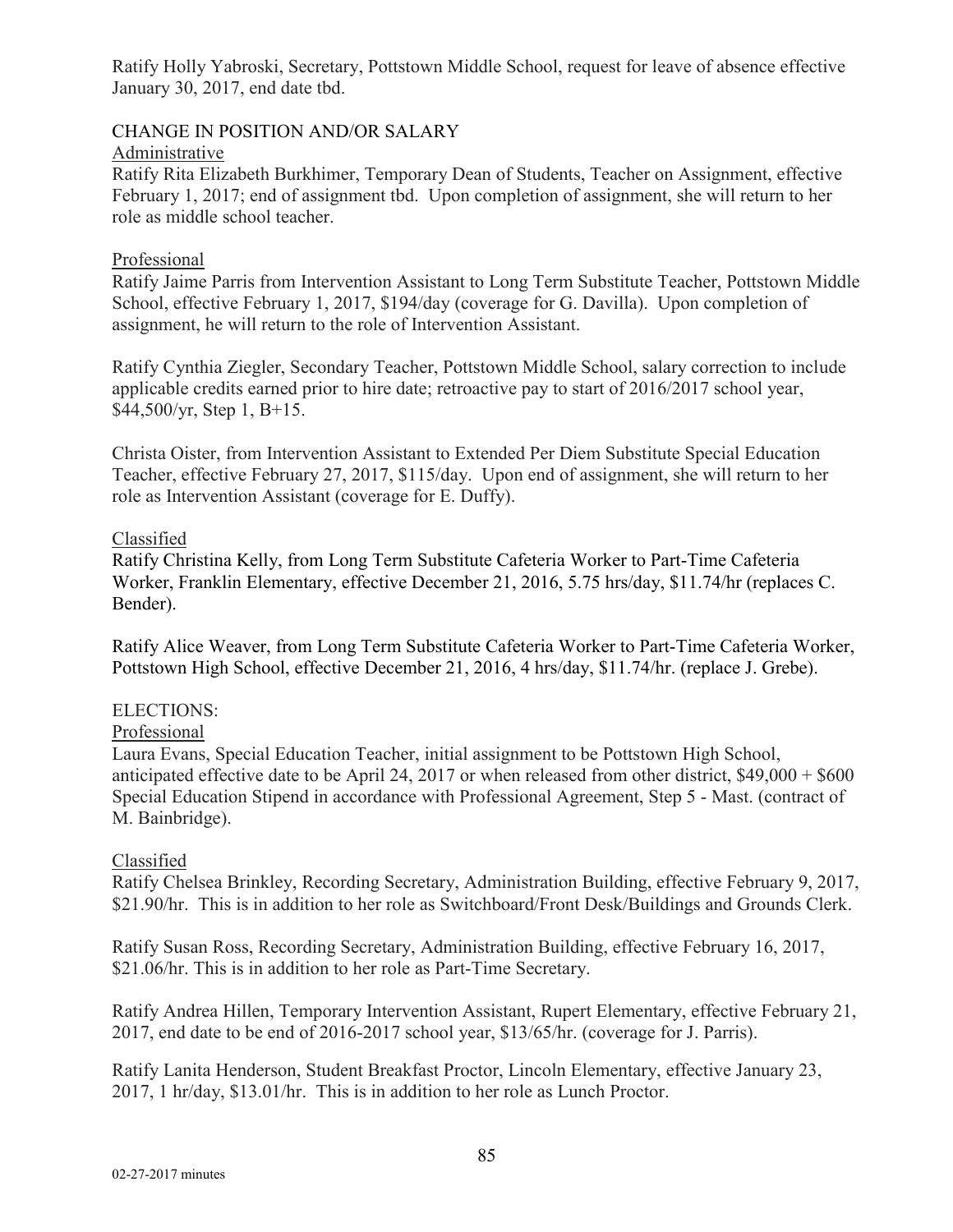Ratify Holly Yabroski, Secretary, Pottstown Middle School, request for leave of absence effective January 30, 2017, end date tbd.

CHANGE IN POSITION AND/OR SALARY

Administrative

Ratify Rita Elizabeth Burkhimer, Temporary Dean of Students, Teacher on Assignment, effective February 1, 2017; end of assignment tbd. Upon completion of assignment, she will return to her role as middle school teacher.

Professional

Ratify Jaime Parris from Intervention Assistant to Long Term Substitute Teacher, Pottstown Middle School, effective February 1, 2017, $194/day (coverage for G. Davilla). Upon completion of assignment, he will return to the role of Intervention Assistant.

Ratify Cynthia Ziegler, Secondary Teacher, Pottstown Middle School, salary correction to include applicable credits earned prior to hire date; retroactive pay to start of 2016/2017 school year, $44,500/yr, Step 1, B+15.

Christa Oister, from Intervention Assistant to Extended Per Diem Substitute Special Education Teacher, effective February 27, 2017, $115/day. Upon end of assignment, she will return to her role as Intervention Assistant (coverage for E. Duffy).

Classified

Ratify Christina Kelly, from Long Term Substitute Cafeteria Worker to Part-Time Cafeteria Worker, Franklin Elementary, effective December 21, 2016, 5.75 hrs/day, $11.74/hr (replaces C. Bender).

Ratify Alice Weaver, from Long Term Substitute Cafeteria Worker to Part-Time Cafeteria Worker, Pottstown High School, effective December 21, 2016, 4 hrs/day, $11.74/hr. (replace J. Grebe).

ELECTIONS:

Professional

Laura Evans, Special Education Teacher, initial assignment to be Pottstown High School, anticipated effective date to be April 24, 2017 or when released from other district, $49,000 + $600 Special Education Stipend in accordance with Professional Agreement, Step 5 - Mast. (contract of M. Bainbridge).

Classified

Ratify Chelsea Brinkley, Recording Secretary, Administration Building, effective February 9, 2017, $21.90/hr. This is in addition to her role as Switchboard/Front Desk/Buildings and Grounds Clerk.

Ratify Susan Ross, Recording Secretary, Administration Building, effective February 16, 2017, $21.06/hr. This is in addition to her role as Part-Time Secretary.

Ratify Andrea Hillen, Temporary Intervention Assistant, Rupert Elementary, effective February 21, 2017, end date to be end of 2016-2017 school year, $13/65/hr. (coverage for J. Parris).

Ratify Lanita Henderson, Student Breakfast Proctor, Lincoln Elementary, effective January 23, 2017, 1 hr/day, $13.01/hr. This is in addition to her role as Lunch Proctor.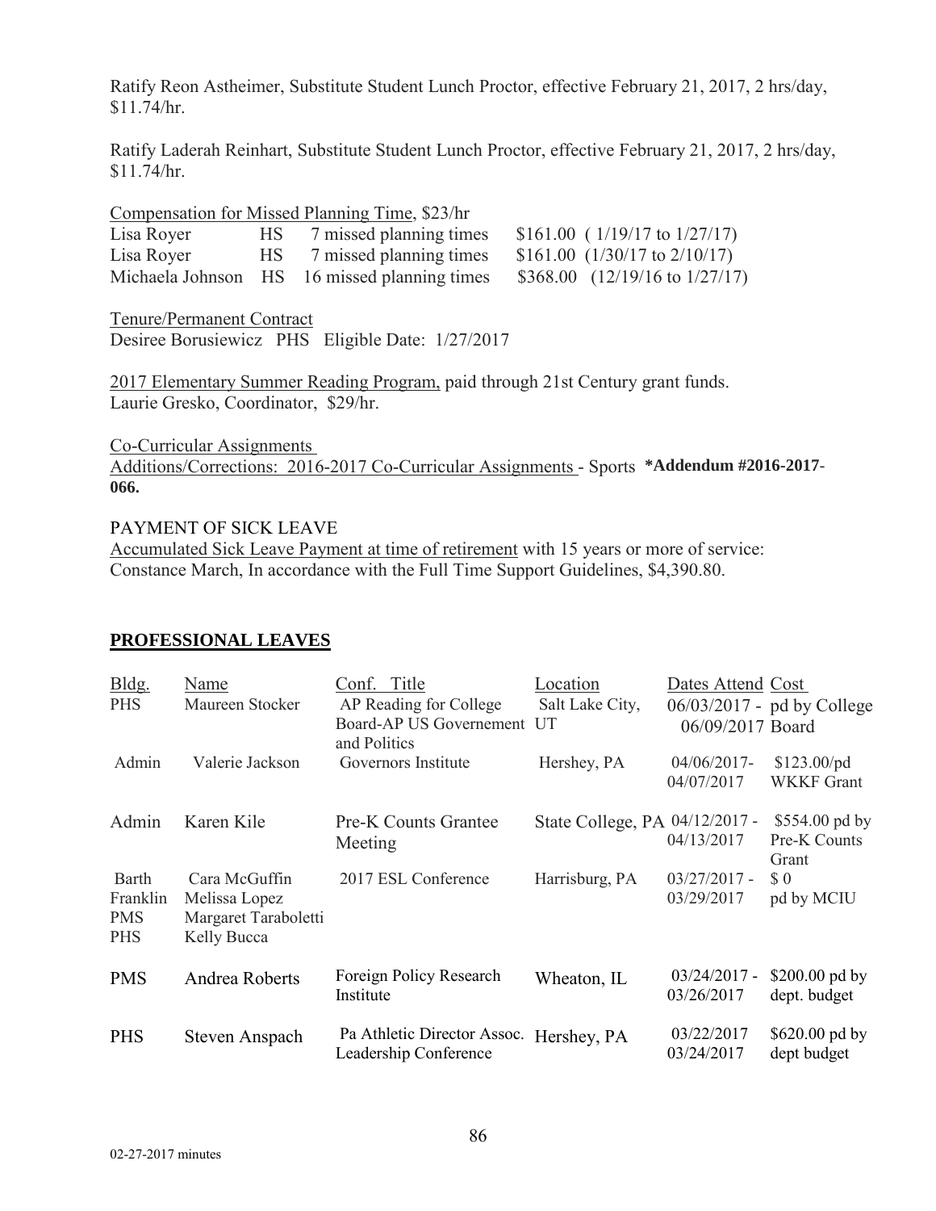Ratify Reon Astheimer, Substitute Student Lunch Proctor, effective February 21, 2017, 2 hrs/day, $11.74/hr.

Ratify Laderah Reinhart, Substitute Student Lunch Proctor, effective February 21, 2017, 2 hrs/day, $11.74/hr.

Compensation for Missed Planning Time, $23/hr

| | | | |
|---|---|---|---|
| Lisa Royer | HS | 7 missed planning times | $161.00 ( 1/19/17 to 1/27/17) |
| Lisa Royer | HS | 7 missed planning times | $161.00 (1/30/17 to 2/10/17) |
| Michaela Johnson | HS | 16 missed planning times | $368.00 (12/19/16 to 1/27/17) |

Tenure/Permanent Contract
Desiree Borusiewicz PHS Eligible Date: 1/27/2017

2017 Elementary Summer Reading Program, paid through 21st Century grant funds.
Laurie Gresko, Coordinator, $29/hr.

Co-Curricular Assignments
Additions/Corrections: 2016-2017 Co-Curricular Assignments - Sports **\*Addendum #2016-2017-066.**

PAYMENT OF SICK LEAVE
Accumulated Sick Leave Payment at time of retirement with 15 years or more of service:
Constance March, In accordance with the Full Time Support Guidelines, $4,390.80.

## PROFESSIONAL LEAVES

| Bldg. | Name | Conf. Title | Location | Dates Attend | Cost |
|---|---|---|---|---|---|
| PHS | Maureen Stocker | AP Reading for College Board-AP US Governement and Politics | Salt Lake City, UT | 06/03/2017 - 06/09/2017 | pd by College Board |
| Admin | Valerie Jackson | Governors Institute | Hershey, PA | 04/06/2017-04/07/2017 | $123.00/pd WKKF Grant |
| Admin | Karen Kile | Pre-K Counts Grantee Meeting | State College, PA | 04/12/2017 - 04/13/2017 | $554.00 pd by Pre-K Counts Grant |
| Barth<br>Franklin<br>PMS<br>PHS | Cara McGuffin<br>Melissa Lopez<br>Margaret Taraboletti<br>Kelly Bucca | 2017 ESL Conference | Harrisburg, PA | 03/27/2017 - 03/29/2017 | $ 0 pd by MCIU |
| PMS | Andrea Roberts | Foreign Policy Research Institute | Wheaton, IL | 03/24/2017 - 03/26/2017 | $200.00 pd by dept. budget |
| PHS | Steven Anspach | Pa Athletic Director Assoc. Leadership Conference | Hershey, PA | 03/22/2017 03/24/2017 | $620.00 pd by dept budget |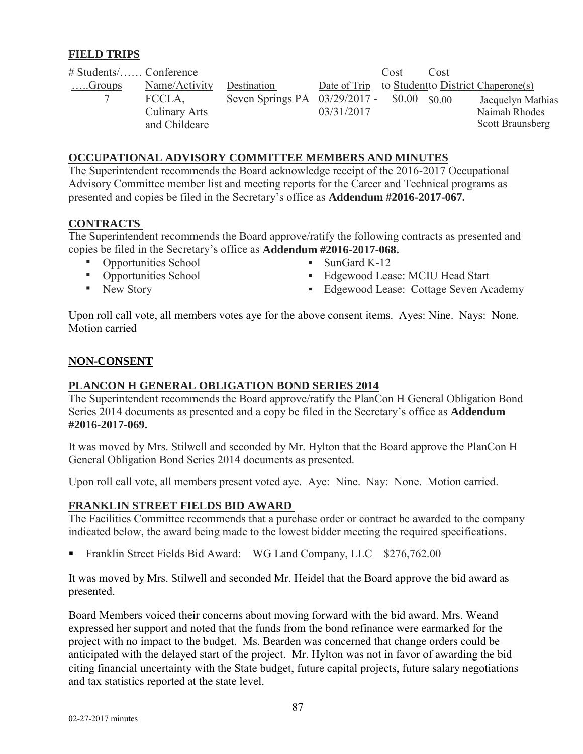## FIELD TRIPS

| # Students/…… …..Groups | Conference Name/Activity | Destination | Date of Trip | Cost to Student | Cost to District | Chaperone(s) |
|---|---|---|---|---|---|---|
| 7 | FCCLA, Culinary Arts and Childcare | Seven Springs PA | 03/29/2017 - 03/31/2017 | $0.00 | $0.00 | Jacquelyn Mathias<br>Naimah Rhodes<br>Scott Braunsberg |

## OCCUPATIONAL ADVISORY COMMITTEE MEMBERS AND MINUTES

The Superintendent recommends the Board acknowledge receipt of the 2016-2017 Occupational Advisory Committee member list and meeting reports for the Career and Technical programs as presented and copies be filed in the Secretary's office as **Addendum #2016-2017-067.**

## CONTRACTS

The Superintendent recommends the Board approve/ratify the following contracts as presented and copies be filed in the Secretary's office as **Addendum #2016-2017-068.**

- Opportunities School
- Opportunities School
- New Story
- SunGard K-12
- Edgewood Lease: MCIU Head Start
- Edgewood Lease: Cottage Seven Academy

Upon roll call vote, all members votes aye for the above consent items. Ayes: Nine. Nays: None. Motion carried

## NON-CONSENT

## PLANCON H GENERAL OBLIGATION BOND SERIES 2014

The Superintendent recommends the Board approve/ratify the PlanCon H General Obligation Bond Series 2014 documents as presented and a copy be filed in the Secretary's office as **Addendum #2016-2017-069.**

It was moved by Mrs. Stilwell and seconded by Mr. Hylton that the Board approve the PlanCon H General Obligation Bond Series 2014 documents as presented.

Upon roll call vote, all members present voted aye. Aye: Nine. Nay: None. Motion carried.

## FRANKLIN STREET FIELDS BID AWARD

The Facilities Committee recommends that a purchase order or contract be awarded to the company indicated below, the award being made to the lowest bidder meeting the required specifications.

- Franklin Street Fields Bid Award: WG Land Company, LLC $276,762.00

It was moved by Mrs. Stilwell and seconded Mr. Heidel that the Board approve the bid award as presented.

Board Members voiced their concerns about moving forward with the bid award. Mrs. Weand expressed her support and noted that the funds from the bond refinance were earmarked for the project with no impact to the budget. Ms. Bearden was concerned that change orders could be anticipated with the delayed start of the project. Mr. Hylton was not in favor of awarding the bid citing financial uncertainty with the State budget, future capital projects, future salary negotiations and tax statistics reported at the state level.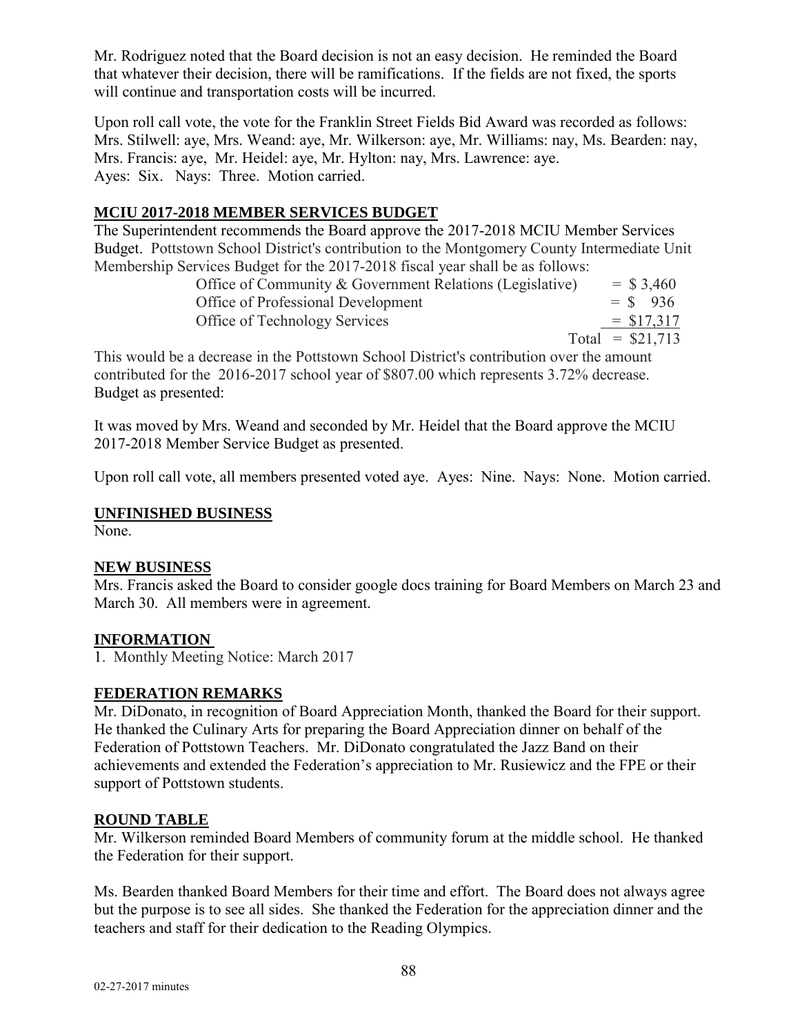Mr. Rodriguez noted that the Board decision is not an easy decision. He reminded the Board that whatever their decision, there will be ramifications. If the fields are not fixed, the sports will continue and transportation costs will be incurred.

Upon roll call vote, the vote for the Franklin Street Fields Bid Award was recorded as follows: Mrs. Stilwell: aye, Mrs. Weand: aye, Mr. Wilkerson: aye, Mr. Williams: nay, Ms. Bearden: nay, Mrs. Francis: aye, Mr. Heidel: aye, Mr. Hylton: nay, Mrs. Lawrence: aye. Ayes: Six. Nays: Three. Motion carried.

## MCIU 2017-2018 MEMBER SERVICES BUDGET

The Superintendent recommends the Board approve the 2017-2018 MCIU Member Services Budget. Pottstown School District's contribution to the Montgomery County Intermediate Unit Membership Services Budget for the 2017-2018 fiscal year shall be as follows:

| | |
|---|---|
| Office of Community & Government Relations (Legislative) | = $ 3,460 |
| Office of Professional Development | = $ 936 |
| Office of Technology Services | = $17,317 |
| Total | = $21,713 |

This would be a decrease in the Pottstown School District's contribution over the amount contributed for the 2016-2017 school year of $807.00 which represents 3.72% decrease. Budget as presented:

It was moved by Mrs. Weand and seconded by Mr. Heidel that the Board approve the MCIU 2017-2018 Member Service Budget as presented.

Upon roll call vote, all members presented voted aye. Ayes: Nine. Nays: None. Motion carried.

## UNFINISHED BUSINESS

None.

## NEW BUSINESS

Mrs. Francis asked the Board to consider google docs training for Board Members on March 23 and March 30. All members were in agreement.

## INFORMATION

1. Monthly Meeting Notice: March 2017

## FEDERATION REMARKS

Mr. DiDonato, in recognition of Board Appreciation Month, thanked the Board for their support. He thanked the Culinary Arts for preparing the Board Appreciation dinner on behalf of the Federation of Pottstown Teachers. Mr. DiDonato congratulated the Jazz Band on their achievements and extended the Federation's appreciation to Mr. Rusiewicz and the FPE or their support of Pottstown students.

## ROUND TABLE

Mr. Wilkerson reminded Board Members of community forum at the middle school. He thanked the Federation for their support.

Ms. Bearden thanked Board Members for their time and effort. The Board does not always agree but the purpose is to see all sides. She thanked the Federation for the appreciation dinner and the teachers and staff for their dedication to the Reading Olympics.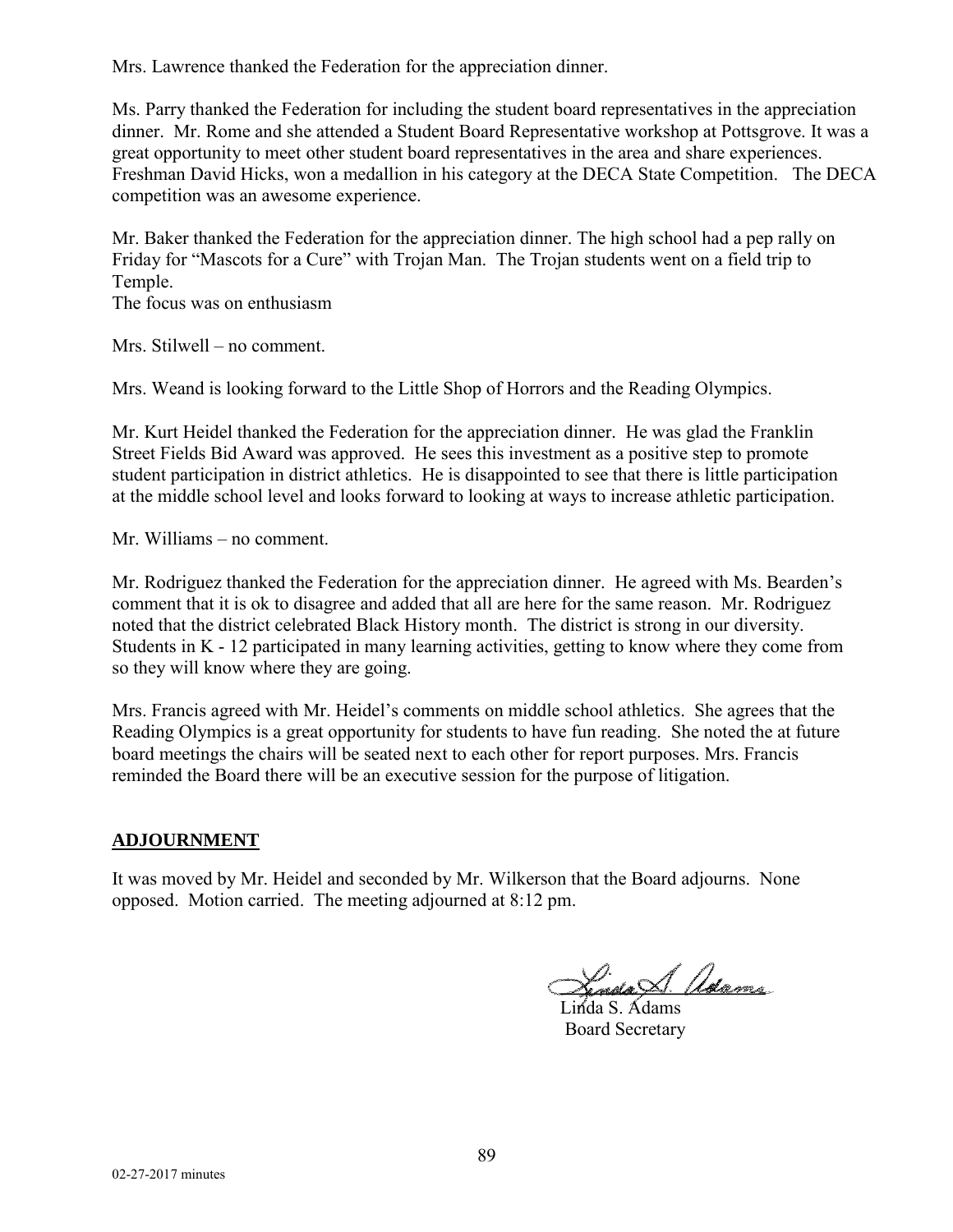Mrs. Lawrence thanked the Federation for the appreciation dinner.

Ms. Parry thanked the Federation for including the student board representatives in the appreciation dinner. Mr. Rome and she attended a Student Board Representative workshop at Pottsgrove. It was a great opportunity to meet other student board representatives in the area and share experiences. Freshman David Hicks, won a medallion in his category at the DECA State Competition. The DECA competition was an awesome experience.

Mr. Baker thanked the Federation for the appreciation dinner. The high school had a pep rally on Friday for "Mascots for a Cure" with Trojan Man. The Trojan students went on a field trip to Temple.
The focus was on enthusiasm

Mrs. Stilwell – no comment.

Mrs. Weand is looking forward to the Little Shop of Horrors and the Reading Olympics.

Mr. Kurt Heidel thanked the Federation for the appreciation dinner. He was glad the Franklin Street Fields Bid Award was approved. He sees this investment as a positive step to promote student participation in district athletics. He is disappointed to see that there is little participation at the middle school level and looks forward to looking at ways to increase athletic participation.

Mr. Williams – no comment.

Mr. Rodriguez thanked the Federation for the appreciation dinner. He agreed with Ms. Bearden's comment that it is ok to disagree and added that all are here for the same reason. Mr. Rodriguez noted that the district celebrated Black History month. The district is strong in our diversity. Students in K - 12 participated in many learning activities, getting to know where they come from so they will know where they are going.

Mrs. Francis agreed with Mr. Heidel's comments on middle school athletics. She agrees that the Reading Olympics is a great opportunity for students to have fun reading. She noted the at future board meetings the chairs will be seated next to each other for report purposes. Mrs. Francis reminded the Board there will be an executive session for the purpose of litigation.

## ADJOURNMENT

It was moved by Mr. Heidel and seconded by Mr. Wilkerson that the Board adjourns. None opposed. Motion carried. The meeting adjourned at 8:12 pm.

Linda S. Adams
Board Secretary